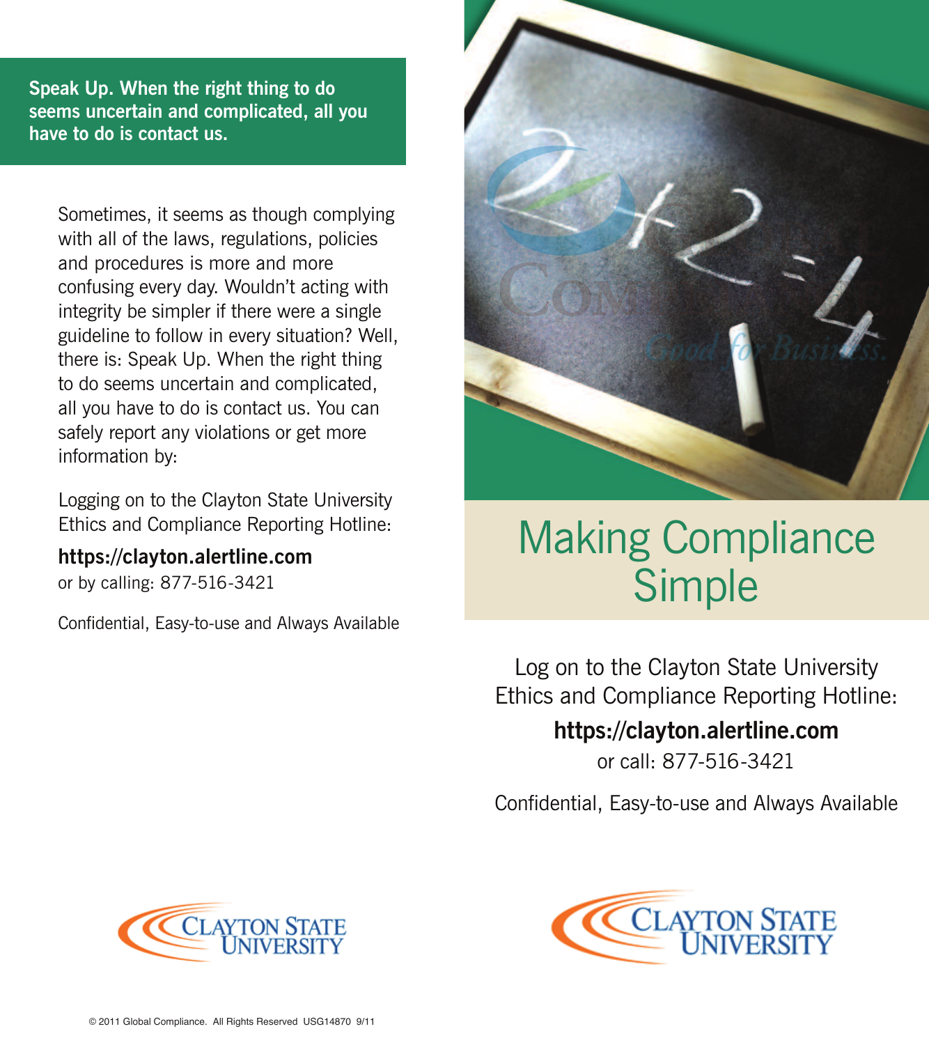**Speak Up. When the right thing to do seems uncertain and complicated, all you have to do is contact us.**

Sometimes, it seems as though complying with all of the laws, regulations, policies and procedures is more and more confusing every day. Wouldn't acting with integrity be simpler if there were a single guideline to follow in every situation? Well, there is: Speak Up. When the right thing to do seems uncertain and complicated, all you have to do is contact us. You can safely report any violations or get more information by:

Logging on to the Clayton State University Ethics and Compliance Reporting Hotline:

**https://clayton.alertline.com**

or by calling: 877-516-3421

Confidential, Easy-to-use and Always Available

Clayton State University

© 2011 Global Compliance. All Rights Reserved USG14870 9/11

# Making Compliance Simple

Log on to the Clayton State University Ethics and Compliance Reporting Hotline:

**https://clayton.alertline.com**

or call: 877-516-3421

Confidential, Easy-to-use and Always Available

Clayton State University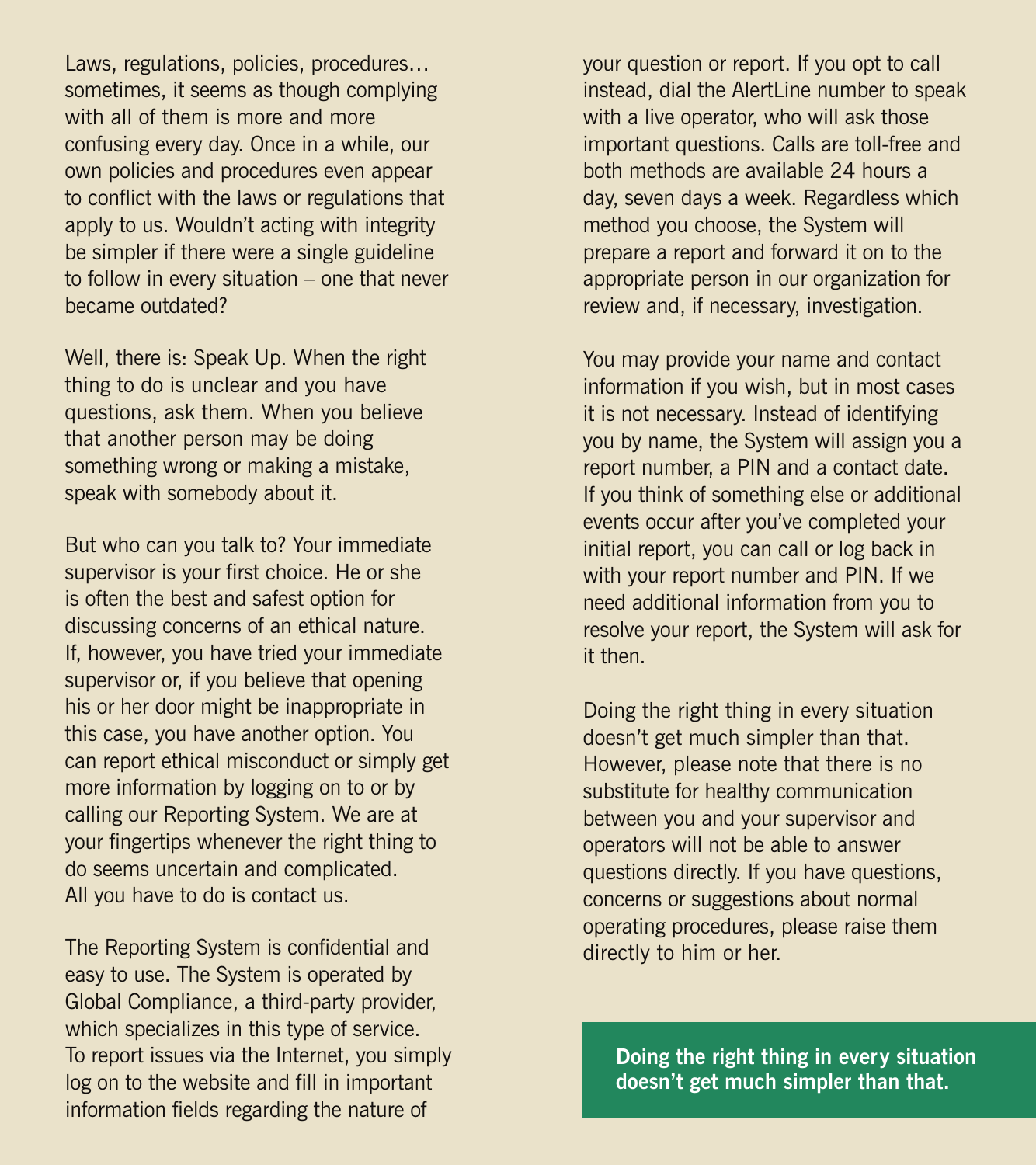Laws, regulations, policies, procedures… sometimes, it seems as though complying with all of them is more and more confusing every day. Once in a while, our own policies and procedures even appear to conflict with the laws or regulations that apply to us. Wouldn't acting with integrity be simpler if there were a single guideline to follow in every situation – one that never became outdated?

Well, there is: Speak Up. When the right thing to do is unclear and you have questions, ask them. When you believe that another person may be doing something wrong or making a mistake, speak with somebody about it.

But who can you talk to? Your immediate supervisor is your first choice. He or she is often the best and safest option for discussing concerns of an ethical nature. If, however, you have tried your immediate supervisor or, if you believe that opening his or her door might be inappropriate in this case, you have another option. You can report ethical misconduct or simply get more information by logging on to or by calling our Reporting System. We are at your fingertips whenever the right thing to do seems uncertain and complicated. All you have to do is contact us.

The Reporting System is confidential and easy to use. The System is operated by Global Compliance, a third-party provider, which specializes in this type of service. To report issues via the Internet, you simply log on to the website and fill in important information fields regarding the nature of your question or report. If you opt to call instead, dial the AlertLine number to speak with a live operator, who will ask those important questions. Calls are toll-free and both methods are available 24 hours a day, seven days a week. Regardless which method you choose, the System will prepare a report and forward it on to the appropriate person in our organization for review and, if necessary, investigation.

You may provide your name and contact information if you wish, but in most cases it is not necessary. Instead of identifying you by name, the System will assign you a report number, a PIN and a contact date. If you think of something else or additional events occur after you've completed your initial report, you can call or log back in with your report number and PIN. If we need additional information from you to resolve your report, the System will ask for it then.

Doing the right thing in every situation doesn't get much simpler than that. However, please note that there is no substitute for healthy communication between you and your supervisor and operators will not be able to answer questions directly. If you have questions, concerns or suggestions about normal operating procedures, please raise them directly to him or her.

**Doing the right thing in every situation doesn't get much simpler than that.**